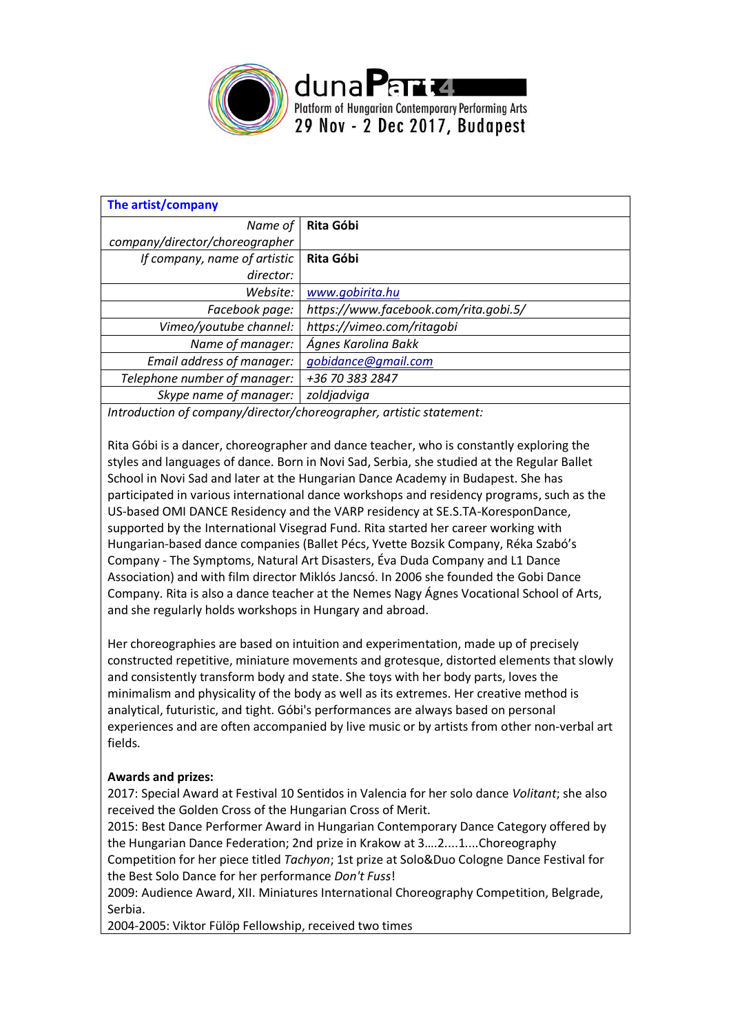duna**Part**4

Platform of Hungarian Contemporary Performing Arts

29 Nov - 2 Dec 2017, Budapest

| The artist/company | |
|---|---|
| *Name of company/director/choreographer* | **Rita Góbi** |
| *If company, name of artistic director:* | **Rita Góbi** |
| *Website:* | *www.gobirita.hu* |
| *Facebook page:* | *https://www.facebook.com/rita.gobi.5/* |
| *Vimeo/youtube channel:* | *https://vimeo.com/ritagobi* |
| *Name of manager:* | *Ágnes Karolina Bakk* |
| *Email address of manager:* | *gobidance@gmail.com* |
| *Telephone number of manager:* | *+36 70 383 2847* |
| *Skype name of manager:* | *zoldjadviga* |

*Introduction of company/director/choreographer, artistic statement:*

Rita Góbi is a dancer, choreographer and dance teacher, who is constantly exploring the styles and languages of dance. Born in Novi Sad, Serbia, she studied at the Regular Ballet School in Novi Sad and later at the Hungarian Dance Academy in Budapest. She has participated in various international dance workshops and residency programs, such as the US-based OMI DANCE Residency and the VARP residency at SE.S.TA-KoresponDance, supported by the International Visegrad Fund. Rita started her career working with Hungarian-based dance companies (Ballet Pécs, Yvette Bozsik Company, Réka Szabó's Company - The Symptoms, Natural Art Disasters, Éva Duda Company and L1 Dance Association) and with film director Miklós Jancsó. In 2006 she founded the Gobi Dance Company. Rita is also a dance teacher at the Nemes Nagy Ágnes Vocational School of Arts, and she regularly holds workshops in Hungary and abroad.

Her choreographies are based on intuition and experimentation, made up of precisely constructed repetitive, miniature movements and grotesque, distorted elements that slowly and consistently transform body and state. She toys with her body parts, loves the minimalism and physicality of the body as well as its extremes. Her creative method is analytical, futuristic, and tight. Góbi's performances are always based on personal experiences and are often accompanied by live music or by artists from other non-verbal art fields.

**Awards and prizes:**

2017: Special Award at Festival 10 Sentidos in Valencia for her solo dance *Volitant*; she also received the Golden Cross of the Hungarian Cross of Merit.

2015: Best Dance Performer Award in Hungarian Contemporary Dance Category offered by the Hungarian Dance Federation; 2nd prize in Krakow at 3….2....1....Choreography Competition for her piece titled *Tachyon*; 1st prize at Solo&Duo Cologne Dance Festival for the Best Solo Dance for her performance *Don't Fuss*!

2009: Audience Award, XII. Miniatures International Choreography Competition, Belgrade, Serbia.

2004-2005: Viktor Fülöp Fellowship, received two times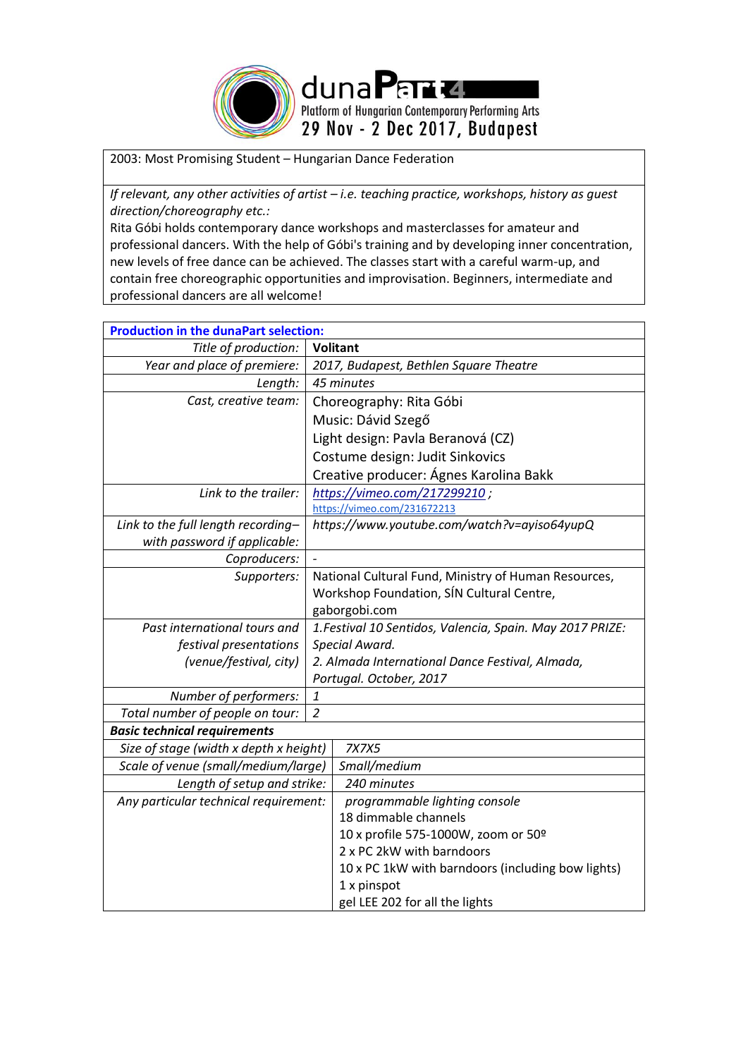| 2003: Most Promising Student – Hungarian Dance Federation |
|---|
| *If relevant, any other activities of artist – i.e. teaching practice, workshops, history as guest direction/choreography etc.:* Rita Góbi holds contemporary dance workshops and masterclasses for amateur and professional dancers. With the help of Góbi's training and by developing inner concentration, new levels of free dance can be achieved. The classes start with a careful warm-up, and contain free choreographic opportunities and improvisation. Beginners, intermediate and professional dancers are all welcome! |

| **Production in the dunaPart selection:** | |
|---|---|
| *Title of production:* | **Volitant** |
| *Year and place of premiere:* | *2017, Budapest, Bethlen Square Theatre* |
| *Length:* | *45 minutes* |
| *Cast, creative team:* | Choreography: Rita Góbi<br>Music: Dávid Szegő<br>Light design: Pavla Beranová (CZ)<br>Costume design: Judit Sinkovics<br>Creative producer: Ágnes Karolina Bakk |
| *Link to the trailer:* | *https://vimeo.com/217299210* ;<br>https://vimeo.com/231672213 |
| *Link to the full length recording– with password if applicable:* | *https://www.youtube.com/watch?v=ayiso64yupQ* |
| *Coproducers:* | - |
| *Supporters:* | National Cultural Fund, Ministry of Human Resources, Workshop Foundation, SÍN Cultural Centre, gaborgobi.com |
| *Past international tours and festival presentations (venue/festival, city)* | *1.Festival 10 Sentidos, Valencia, Spain. May 2017 PRIZE: Special Award.*<br>*2. Almada International Dance Festival, Almada, Portugal. October, 2017* |
| *Number of performers:* | *1* |
| *Total number of people on tour:* | *2* |
| ***Basic technical requirements*** | |
| *Size of stage (width x depth x height)* | *7X7X5* |
| *Scale of venue (small/medium/large)* | *Small/medium* |
| *Length of setup and strike:* | *240 minutes* |
| *Any particular technical requirement:* | *programmable lighting console*<br>18 dimmable channels<br>10 x profile 575-1000W, zoom or 50º<br>2 x PC 2kW with barndoors<br>10 x PC 1kW with barndoors (including bow lights)<br>1 x pinspot<br>gel LEE 202 for all the lights |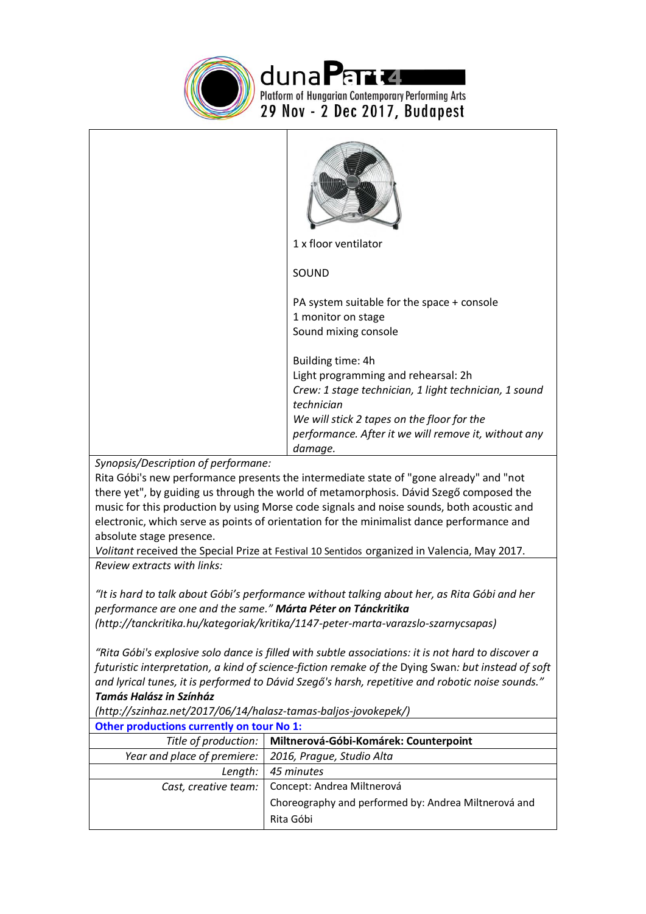| | |
|---|---|
| | 1 x floor ventilator<br><br>SOUND<br><br>PA system suitable for the space + console<br>1 monitor on stage<br>Sound mixing console<br><br>Building time: 4h<br>Light programming and rehearsal: 2h<br>*Crew: 1 stage technician, 1 light technician, 1 sound technician*<br>*We will stick 2 tapes on the floor for the performance. After it we will remove it, without any damage.* |

*Synopsis/Description of performane:*
Rita Góbi's new performance presents the intermediate state of "gone already" and "not there yet", by guiding us through the world of metamorphosis. Dávid Szegő composed the music for this production by using Morse code signals and noise sounds, both acoustic and electronic, which serve as points of orientation for the minimalist dance performance and absolute stage presence.
*Volitant* received the Special Prize at Festival 10 Sentidos organized in Valencia, May 2017.

*Review extracts with links:*

*"It is hard to talk about Góbi's performance without talking about her, as Rita Góbi and her performance are one and the same."* ***Márta Péter on Tánckritika***
*(http://tanckritika.hu/kategoriak/kritika/1147-peter-marta-varazslo-szarnycsapas)*

*"Rita Góbi's explosive solo dance is filled with subtle associations: it is not hard to discover a futuristic interpretation, a kind of science-fiction remake of the* Dying Swan*: but instead of soft and lyrical tunes, it is performed to Dávid Szegő's harsh, repetitive and robotic noise sounds."*
***Tamás Halász in Színház***
*(http://szinhaz.net/2017/06/14/halasz-tamas-baljos-jovokepek/)*

**Other productions currently on tour No 1:**

| | |
|---|---|
| *Title of production:* | **Miltnerová-Góbi-Komárek: Counterpoint** |
| *Year and place of premiere:* | *2016, Prague, Studio Alta* |
| *Length:* | *45 minutes* |
| *Cast, creative team:* | Concept: Andrea Miltnerová<br>Choreography and performed by: Andrea Miltnerová and Rita Góbi |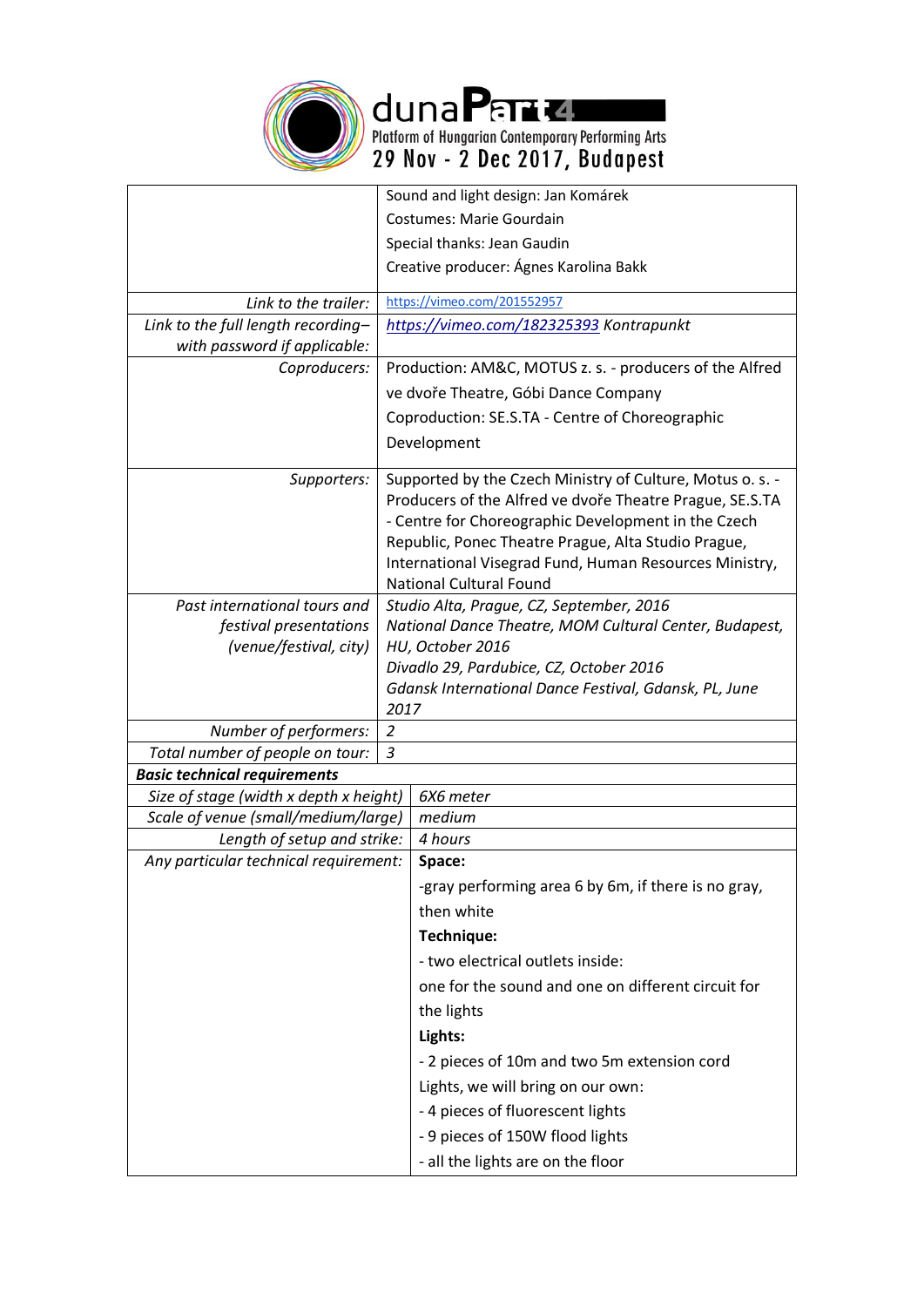duna**Part4**
Platform of Hungarian Contemporary Performing Arts
29 Nov - 2 Dec 2017, Budapest

| | |
|---|---|
| | Sound and light design: Jan Komárek<br>Costumes: Marie Gourdain<br>Special thanks: Jean Gaudin<br>Creative producer: Ágnes Karolina Bakk |
| *Link to the trailer:* | https://vimeo.com/201552957 |
| *Link to the full length recording– with password if applicable:* | *https://vimeo.com/182325393 Kontrapunkt* |
| *Coproducers:* | Production: AM&C, MOTUS z. s. - producers of the Alfred ve dvoře Theatre, Góbi Dance Company<br>Coproduction: SE.S.TA - Centre of Choreographic Development |
| *Supporters:* | Supported by the Czech Ministry of Culture, Motus o. s. - Producers of the Alfred ve dvoře Theatre Prague, SE.S.TA - Centre for Choreographic Development in the Czech Republic, Ponec Theatre Prague, Alta Studio Prague, International Visegrad Fund, Human Resources Ministry, National Cultural Found |
| *Past international tours and festival presentations (venue/festival, city)* | *Studio Alta, Prague, CZ, September, 2016*<br>*National Dance Theatre, MOM Cultural Center, Budapest, HU, October 2016*<br>*Divadlo 29, Pardubice, CZ, October 2016*<br>*Gdansk International Dance Festival, Gdansk, PL, June 2017* |
| *Number of performers:* | *2* |
| *Total number of people on tour:* | *3* |
| ***Basic technical requirements*** | |
| *Size of stage (width x depth x height)* | *6X6 meter* |
| *Scale of venue (small/medium/large)* | *medium* |
| *Length of setup and strike:* | *4 hours* |
| *Any particular technical requirement:* | **Space:**<br>-gray performing area 6 by 6m, if there is no gray, then white<br>**Technique:**<br>- two electrical outlets inside:<br>one for the sound and one on different circuit for the lights<br>**Lights:**<br>- 2 pieces of 10m and two 5m extension cord<br>Lights, we will bring on our own:<br>- 4 pieces of fluorescent lights<br>- 9 pieces of 150W flood lights<br>- all the lights are on the floor |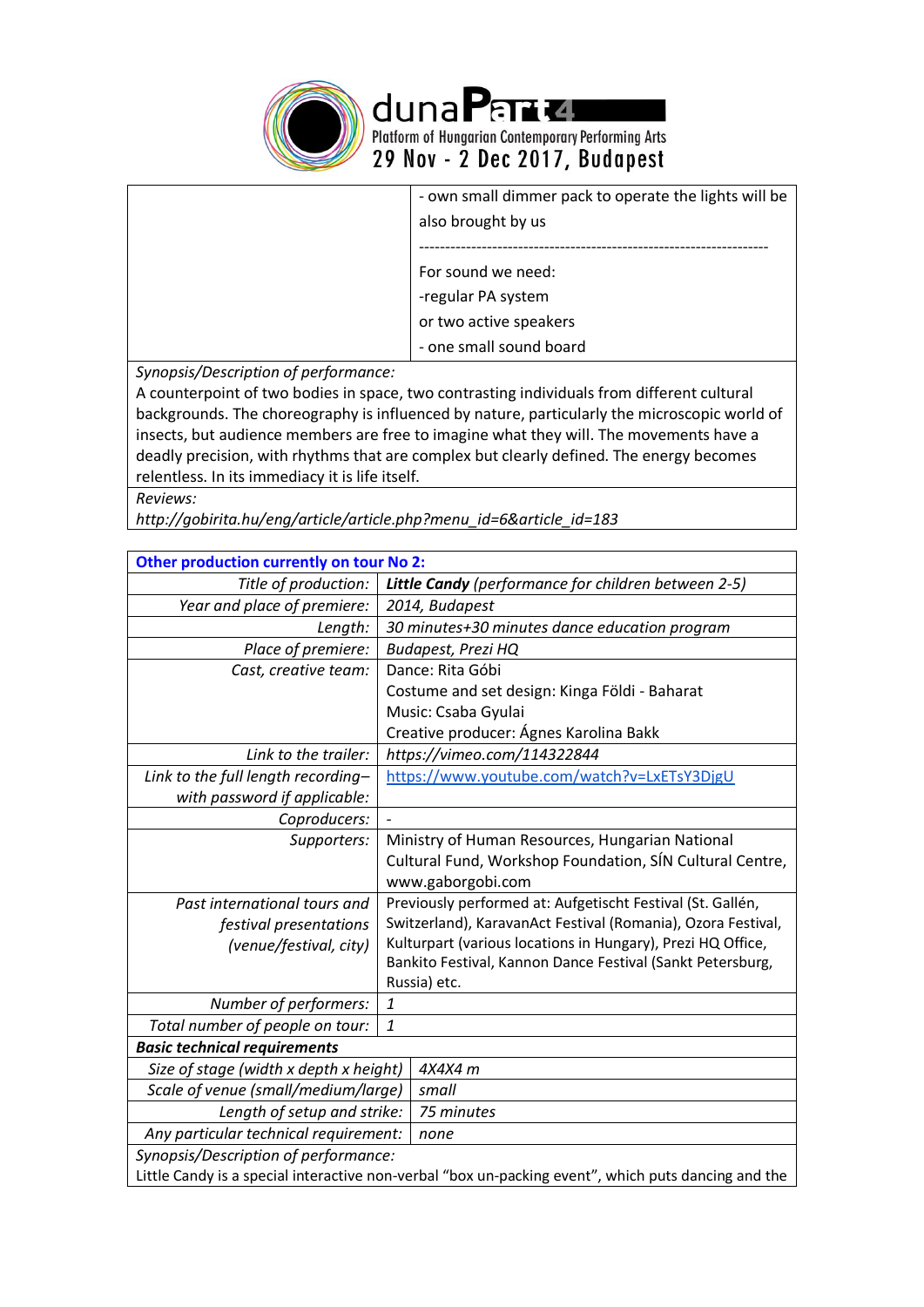| | |
|---|---|
| | - own small dimmer pack to operate the lights will be also brought by us<br>------------------------------------------------------------------<br>For sound we need:<br>-regular PA system<br>or two active speakers<br>- one small sound board |

*Synopsis/Description of performance:*
A counterpoint of two bodies in space, two contrasting individuals from different cultural backgrounds. The choreography is influenced by nature, particularly the microscopic world of insects, but audience members are free to imagine what they will. The movements have a deadly precision, with rhythms that are complex but clearly defined. The energy becomes relentless. In its immediacy it is life itself.

*Reviews:*
*http://gobirita.hu/eng/article/article.php?menu_id=6&article_id=183*

| **Other production currently on tour No 2:** | |
|---|---|
| *Title of production:* | ***Little Candy*** *(performance for children between 2-5)* |
| *Year and place of premiere:* | *2014, Budapest* |
| *Length:* | *30 minutes+30 minutes dance education program* |
| *Place of premiere:* | *Budapest, Prezi HQ* |
| *Cast, creative team:* | Dance: Rita Góbi<br>Costume and set design: Kinga Földi - Baharat<br>Music: Csaba Gyulai<br>Creative producer: Ágnes Karolina Bakk |
| *Link to the trailer:* | *https://vimeo.com/114322844* |
| *Link to the full length recording– with password if applicable:* | https://www.youtube.com/watch?v=LxETsY3DjgU |
| *Coproducers:* | - |
| *Supporters:* | Ministry of Human Resources, Hungarian National Cultural Fund, Workshop Foundation, SÍN Cultural Centre, www.gaborgobi.com |
| *Past international tours and festival presentations (venue/festival, city)* | Previously performed at: Aufgetischt Festival (St. Gallén, Switzerland), KaravanAct Festival (Romania), Ozora Festival, Kulturpart (various locations in Hungary), Prezi HQ Office, Bankito Festival, Kannon Dance Festival (Sankt Petersburg, Russia) etc. |
| *Number of performers:* | *1* |
| *Total number of people on tour:* | *1* |
| ***Basic technical requirements*** | |
| *Size of stage (width x depth x height)* | *4X4X4 m* |
| *Scale of venue (small/medium/large)* | *small* |
| *Length of setup and strike:* | *75 minutes* |
| *Any particular technical requirement:* | *none* |

*Synopsis/Description of performance:*
Little Candy is a special interactive non-verbal "box un-packing event", which puts dancing and the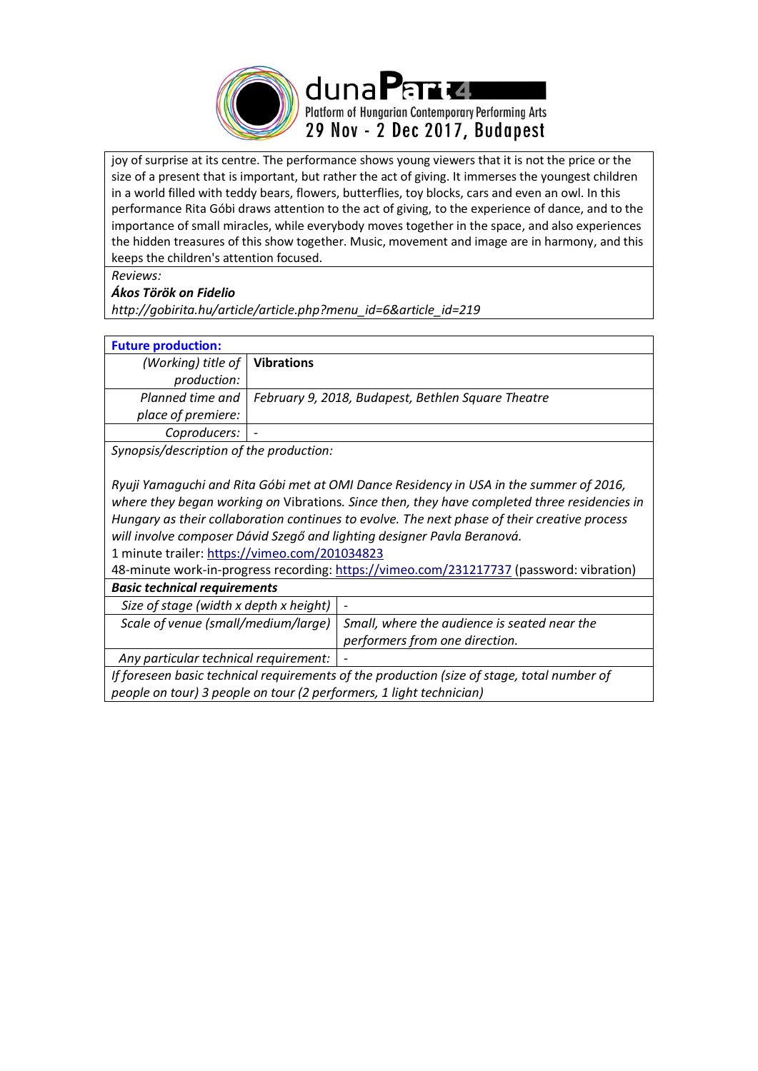joy of surprise at its centre. The performance shows young viewers that it is not the price or the size of a present that is important, but rather the act of giving. It immerses the youngest children in a world filled with teddy bears, flowers, butterflies, toy blocks, cars and even an owl. In this performance Rita Góbi draws attention to the act of giving, to the experience of dance, and to the importance of small miracles, while everybody moves together in the space, and also experiences the hidden treasures of this show together. Music, movement and image are in harmony, and this keeps the children's attention focused.

*Reviews:*

***Ákos Török on Fidelio***

*http://gobirita.hu/article/article.php?menu_id=6&article_id=219*

**Future production:**

| | |
|---|---|
| *(Working) title of production:* | **Vibrations** |
| *Planned time and place of premiere:* | *February 9, 2018, Budapest, Bethlen Square Theatre* |
| *Coproducers:* | - |

*Synopsis/description of the production:*

*Ryuji Yamaguchi and Rita Góbi met at OMI Dance Residency in USA in the summer of 2016, where they began working on* Vibrations*. Since then, they have completed three residencies in Hungary as their collaboration continues to evolve. The next phase of their creative process will involve composer Dávid Szegő and lighting designer Pavla Beranová.*

1 minute trailer: https://vimeo.com/201034823

48-minute work-in-progress recording: https://vimeo.com/231217737 (password: vibration)

***Basic technical requirements***

| | |
|---|---|
| *Size of stage (width x depth x height)* | - |
| *Scale of venue (small/medium/large)* | *Small, where the audience is seated near the performers from one direction.* |
| *Any particular technical requirement:* | - |

*If foreseen basic technical requirements of the production (size of stage, total number of people on tour) 3 people on tour (2 performers, 1 light technician)*